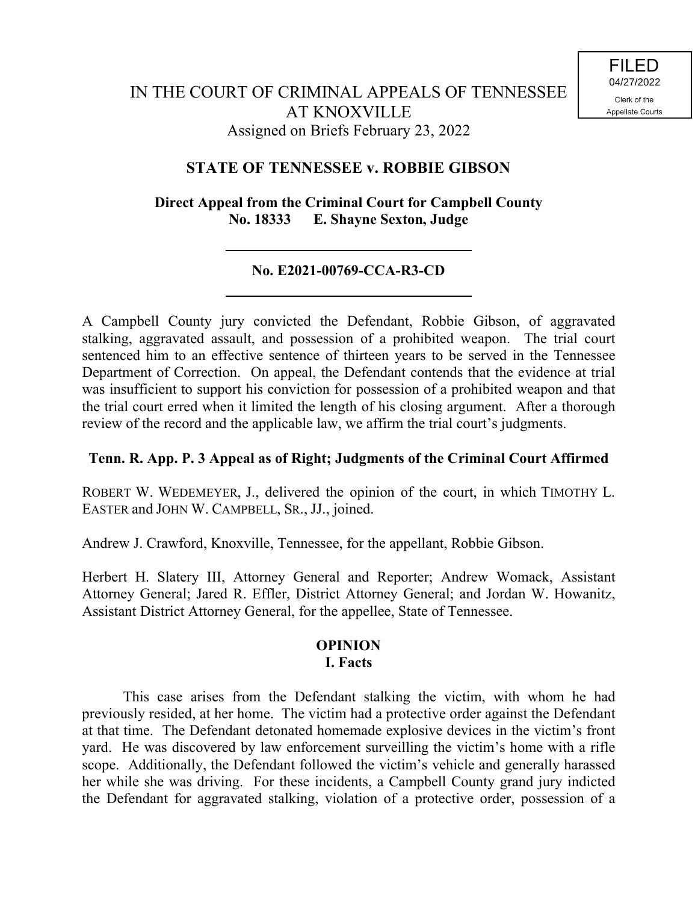FILED
04/27/2022
Clerk of the
Appellate Courts

# IN THE COURT OF CRIMINAL APPEALS OF TENNESSEE AT KNOXVILLE

Assigned on Briefs February 23, 2022

## STATE OF TENNESSEE v. ROBBIE GIBSON

**Direct Appeal from the Criminal Court for Campbell County**
**No. 18333 E. Shayne Sexton, Judge**

---

**No. E2021-00769-CCA-R3-CD**

---

A Campbell County jury convicted the Defendant, Robbie Gibson, of aggravated stalking, aggravated assault, and possession of a prohibited weapon. The trial court sentenced him to an effective sentence of thirteen years to be served in the Tennessee Department of Correction. On appeal, the Defendant contends that the evidence at trial was insufficient to support his conviction for possession of a prohibited weapon and that the trial court erred when it limited the length of his closing argument. After a thorough review of the record and the applicable law, we affirm the trial court's judgments.

**Tenn. R. App. P. 3 Appeal as of Right; Judgments of the Criminal Court Affirmed**

ROBERT W. WEDEMEYER, J., delivered the opinion of the court, in which TIMOTHY L. EASTER and JOHN W. CAMPBELL, SR., JJ., joined.

Andrew J. Crawford, Knoxville, Tennessee, for the appellant, Robbie Gibson.

Herbert H. Slatery III, Attorney General and Reporter; Andrew Womack, Assistant Attorney General; Jared R. Effler, District Attorney General; and Jordan W. Howanitz, Assistant District Attorney General, for the appellee, State of Tennessee.

## OPINION

### I. Facts

This case arises from the Defendant stalking the victim, with whom he had previously resided, at her home. The victim had a protective order against the Defendant at that time. The Defendant detonated homemade explosive devices in the victim's front yard. He was discovered by law enforcement surveilling the victim's home with a rifle scope. Additionally, the Defendant followed the victim's vehicle and generally harassed her while she was driving. For these incidents, a Campbell County grand jury indicted the Defendant for aggravated stalking, violation of a protective order, possession of a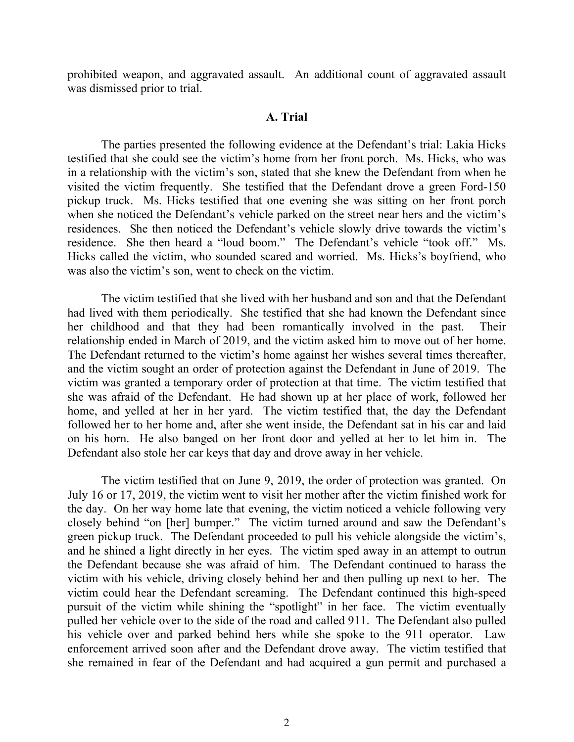prohibited weapon, and aggravated assault. An additional count of aggravated assault was dismissed prior to trial.

### A. Trial

The parties presented the following evidence at the Defendant's trial: Lakia Hicks testified that she could see the victim's home from her front porch. Ms. Hicks, who was in a relationship with the victim's son, stated that she knew the Defendant from when he visited the victim frequently. She testified that the Defendant drove a green Ford-150 pickup truck. Ms. Hicks testified that one evening she was sitting on her front porch when she noticed the Defendant's vehicle parked on the street near hers and the victim's residences. She then noticed the Defendant's vehicle slowly drive towards the victim's residence. She then heard a "loud boom." The Defendant's vehicle "took off." Ms. Hicks called the victim, who sounded scared and worried. Ms. Hicks's boyfriend, who was also the victim's son, went to check on the victim.

The victim testified that she lived with her husband and son and that the Defendant had lived with them periodically. She testified that she had known the Defendant since her childhood and that they had been romantically involved in the past. Their relationship ended in March of 2019, and the victim asked him to move out of her home. The Defendant returned to the victim's home against her wishes several times thereafter, and the victim sought an order of protection against the Defendant in June of 2019. The victim was granted a temporary order of protection at that time. The victim testified that she was afraid of the Defendant. He had shown up at her place of work, followed her home, and yelled at her in her yard. The victim testified that, the day the Defendant followed her to her home and, after she went inside, the Defendant sat in his car and laid on his horn. He also banged on her front door and yelled at her to let him in. The Defendant also stole her car keys that day and drove away in her vehicle.

The victim testified that on June 9, 2019, the order of protection was granted. On July 16 or 17, 2019, the victim went to visit her mother after the victim finished work for the day. On her way home late that evening, the victim noticed a vehicle following very closely behind "on [her] bumper." The victim turned around and saw the Defendant's green pickup truck. The Defendant proceeded to pull his vehicle alongside the victim's, and he shined a light directly in her eyes. The victim sped away in an attempt to outrun the Defendant because she was afraid of him. The Defendant continued to harass the victim with his vehicle, driving closely behind her and then pulling up next to her. The victim could hear the Defendant screaming. The Defendant continued this high-speed pursuit of the victim while shining the "spotlight" in her face. The victim eventually pulled her vehicle over to the side of the road and called 911. The Defendant also pulled his vehicle over and parked behind hers while she spoke to the 911 operator. Law enforcement arrived soon after and the Defendant drove away. The victim testified that she remained in fear of the Defendant and had acquired a gun permit and purchased a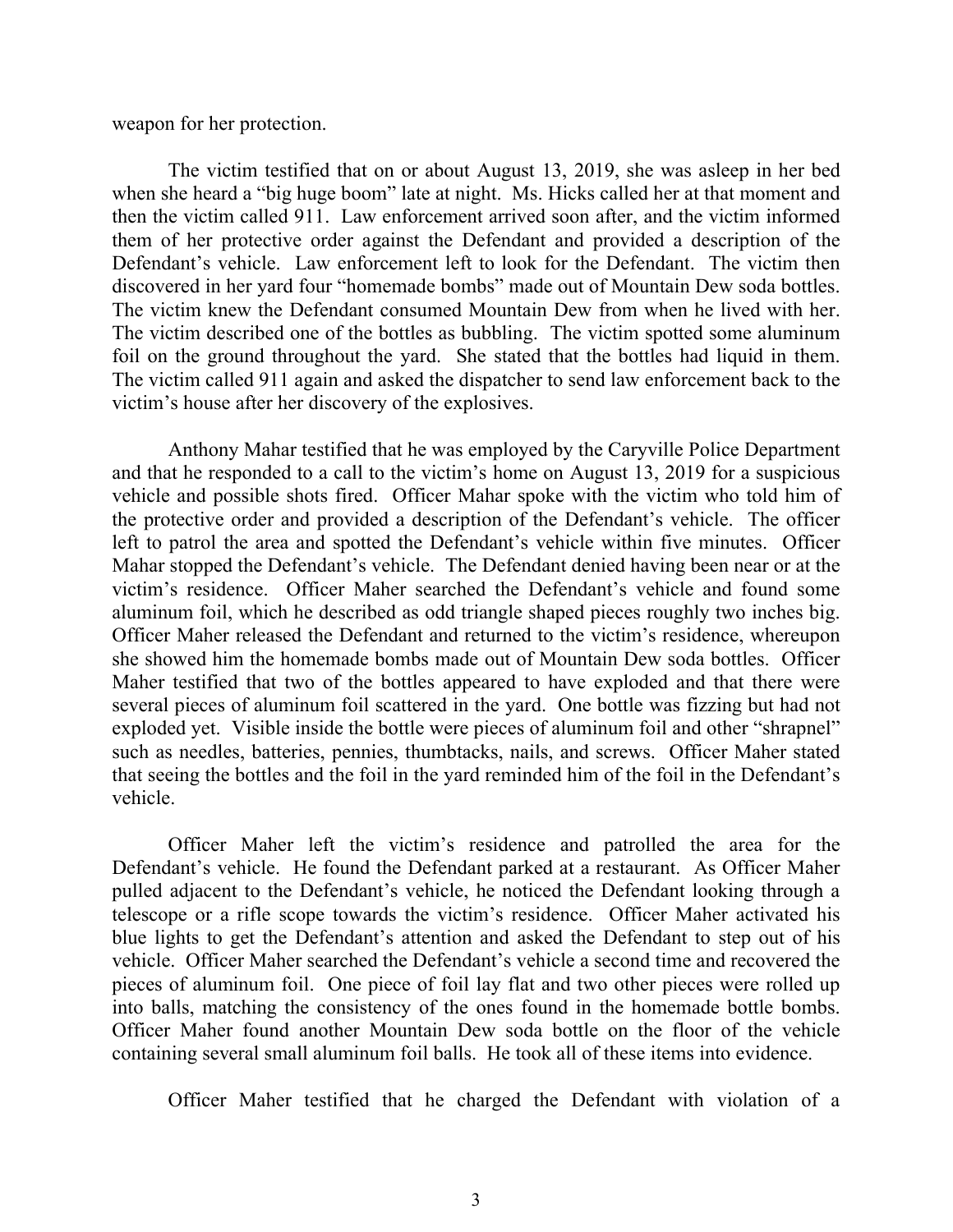weapon for her protection.

The victim testified that on or about August 13, 2019, she was asleep in her bed when she heard a "big huge boom" late at night. Ms. Hicks called her at that moment and then the victim called 911. Law enforcement arrived soon after, and the victim informed them of her protective order against the Defendant and provided a description of the Defendant's vehicle. Law enforcement left to look for the Defendant. The victim then discovered in her yard four "homemade bombs" made out of Mountain Dew soda bottles. The victim knew the Defendant consumed Mountain Dew from when he lived with her. The victim described one of the bottles as bubbling. The victim spotted some aluminum foil on the ground throughout the yard. She stated that the bottles had liquid in them. The victim called 911 again and asked the dispatcher to send law enforcement back to the victim's house after her discovery of the explosives.

Anthony Mahar testified that he was employed by the Caryville Police Department and that he responded to a call to the victim's home on August 13, 2019 for a suspicious vehicle and possible shots fired. Officer Mahar spoke with the victim who told him of the protective order and provided a description of the Defendant's vehicle. The officer left to patrol the area and spotted the Defendant's vehicle within five minutes. Officer Mahar stopped the Defendant's vehicle. The Defendant denied having been near or at the victim's residence. Officer Maher searched the Defendant's vehicle and found some aluminum foil, which he described as odd triangle shaped pieces roughly two inches big. Officer Maher released the Defendant and returned to the victim's residence, whereupon she showed him the homemade bombs made out of Mountain Dew soda bottles. Officer Maher testified that two of the bottles appeared to have exploded and that there were several pieces of aluminum foil scattered in the yard. One bottle was fizzing but had not exploded yet. Visible inside the bottle were pieces of aluminum foil and other "shrapnel" such as needles, batteries, pennies, thumbtacks, nails, and screws. Officer Maher stated that seeing the bottles and the foil in the yard reminded him of the foil in the Defendant's vehicle.

Officer Maher left the victim's residence and patrolled the area for the Defendant's vehicle. He found the Defendant parked at a restaurant. As Officer Maher pulled adjacent to the Defendant's vehicle, he noticed the Defendant looking through a telescope or a rifle scope towards the victim's residence. Officer Maher activated his blue lights to get the Defendant's attention and asked the Defendant to step out of his vehicle. Officer Maher searched the Defendant's vehicle a second time and recovered the pieces of aluminum foil. One piece of foil lay flat and two other pieces were rolled up into balls, matching the consistency of the ones found in the homemade bottle bombs. Officer Maher found another Mountain Dew soda bottle on the floor of the vehicle containing several small aluminum foil balls. He took all of these items into evidence.

Officer Maher testified that he charged the Defendant with violation of a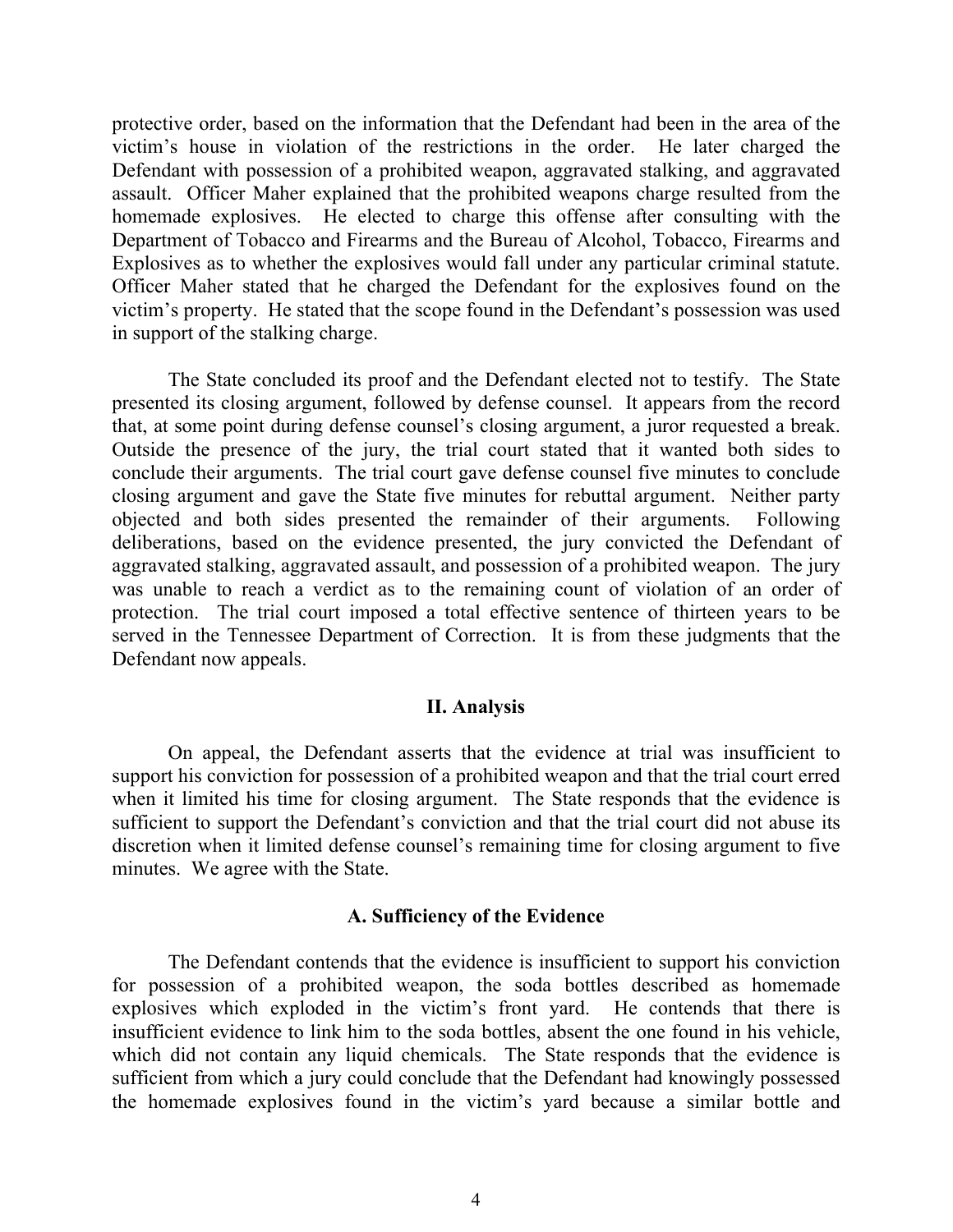protective order, based on the information that the Defendant had been in the area of the victim's house in violation of the restrictions in the order. He later charged the Defendant with possession of a prohibited weapon, aggravated stalking, and aggravated assault. Officer Maher explained that the prohibited weapons charge resulted from the homemade explosives. He elected to charge this offense after consulting with the Department of Tobacco and Firearms and the Bureau of Alcohol, Tobacco, Firearms and Explosives as to whether the explosives would fall under any particular criminal statute. Officer Maher stated that he charged the Defendant for the explosives found on the victim's property. He stated that the scope found in the Defendant's possession was used in support of the stalking charge.

The State concluded its proof and the Defendant elected not to testify. The State presented its closing argument, followed by defense counsel. It appears from the record that, at some point during defense counsel's closing argument, a juror requested a break. Outside the presence of the jury, the trial court stated that it wanted both sides to conclude their arguments. The trial court gave defense counsel five minutes to conclude closing argument and gave the State five minutes for rebuttal argument. Neither party objected and both sides presented the remainder of their arguments. Following deliberations, based on the evidence presented, the jury convicted the Defendant of aggravated stalking, aggravated assault, and possession of a prohibited weapon. The jury was unable to reach a verdict as to the remaining count of violation of an order of protection. The trial court imposed a total effective sentence of thirteen years to be served in the Tennessee Department of Correction. It is from these judgments that the Defendant now appeals.

## II. Analysis

On appeal, the Defendant asserts that the evidence at trial was insufficient to support his conviction for possession of a prohibited weapon and that the trial court erred when it limited his time for closing argument. The State responds that the evidence is sufficient to support the Defendant's conviction and that the trial court did not abuse its discretion when it limited defense counsel's remaining time for closing argument to five minutes. We agree with the State.

### A. Sufficiency of the Evidence

The Defendant contends that the evidence is insufficient to support his conviction for possession of a prohibited weapon, the soda bottles described as homemade explosives which exploded in the victim's front yard. He contends that there is insufficient evidence to link him to the soda bottles, absent the one found in his vehicle, which did not contain any liquid chemicals. The State responds that the evidence is sufficient from which a jury could conclude that the Defendant had knowingly possessed the homemade explosives found in the victim's yard because a similar bottle and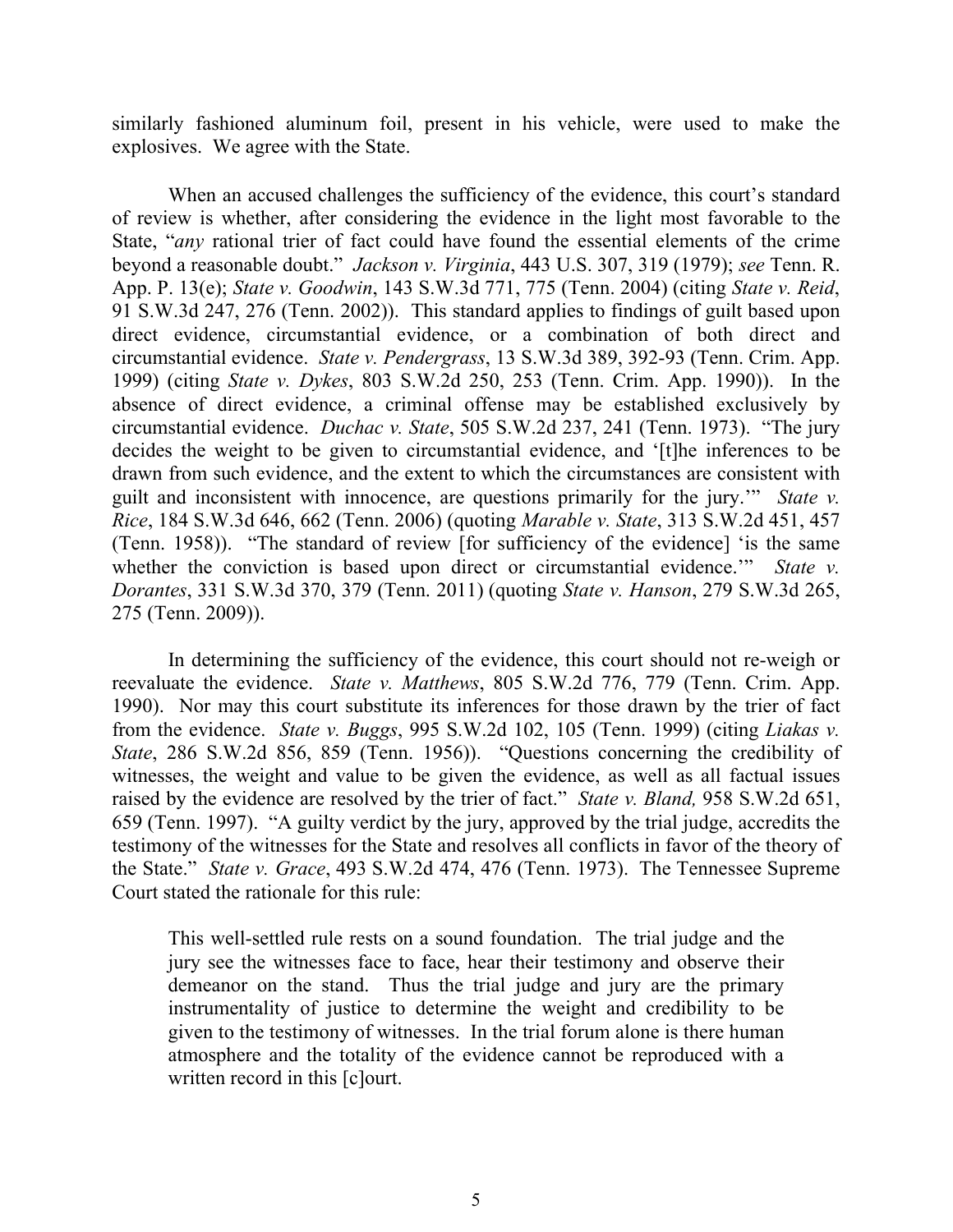similarly fashioned aluminum foil, present in his vehicle, were used to make the explosives. We agree with the State.

When an accused challenges the sufficiency of the evidence, this court's standard of review is whether, after considering the evidence in the light most favorable to the State, "*any* rational trier of fact could have found the essential elements of the crime beyond a reasonable doubt." *Jackson v. Virginia*, 443 U.S. 307, 319 (1979); *see* Tenn. R. App. P. 13(e); *State v. Goodwin*, 143 S.W.3d 771, 775 (Tenn. 2004) (citing *State v. Reid*, 91 S.W.3d 247, 276 (Tenn. 2002)). This standard applies to findings of guilt based upon direct evidence, circumstantial evidence, or a combination of both direct and circumstantial evidence. *State v. Pendergrass*, 13 S.W.3d 389, 392-93 (Tenn. Crim. App. 1999) (citing *State v. Dykes*, 803 S.W.2d 250, 253 (Tenn. Crim. App. 1990)). In the absence of direct evidence, a criminal offense may be established exclusively by circumstantial evidence. *Duchac v. State*, 505 S.W.2d 237, 241 (Tenn. 1973). "The jury decides the weight to be given to circumstantial evidence, and '[t]he inferences to be drawn from such evidence, and the extent to which the circumstances are consistent with guilt and inconsistent with innocence, are questions primarily for the jury.'" *State v. Rice*, 184 S.W.3d 646, 662 (Tenn. 2006) (quoting *Marable v. State*, 313 S.W.2d 451, 457 (Tenn. 1958)). "The standard of review [for sufficiency of the evidence] 'is the same whether the conviction is based upon direct or circumstantial evidence.'" *State v. Dorantes*, 331 S.W.3d 370, 379 (Tenn. 2011) (quoting *State v. Hanson*, 279 S.W.3d 265, 275 (Tenn. 2009)).

In determining the sufficiency of the evidence, this court should not re-weigh or reevaluate the evidence. *State v. Matthews*, 805 S.W.2d 776, 779 (Tenn. Crim. App. 1990). Nor may this court substitute its inferences for those drawn by the trier of fact from the evidence. *State v. Buggs*, 995 S.W.2d 102, 105 (Tenn. 1999) (citing *Liakas v. State*, 286 S.W.2d 856, 859 (Tenn. 1956)). "Questions concerning the credibility of witnesses, the weight and value to be given the evidence, as well as all factual issues raised by the evidence are resolved by the trier of fact." *State v. Bland,* 958 S.W.2d 651, 659 (Tenn. 1997). "A guilty verdict by the jury, approved by the trial judge, accredits the testimony of the witnesses for the State and resolves all conflicts in favor of the theory of the State." *State v. Grace*, 493 S.W.2d 474, 476 (Tenn. 1973). The Tennessee Supreme Court stated the rationale for this rule:

> This well-settled rule rests on a sound foundation. The trial judge and the jury see the witnesses face to face, hear their testimony and observe their demeanor on the stand. Thus the trial judge and jury are the primary instrumentality of justice to determine the weight and credibility to be given to the testimony of witnesses. In the trial forum alone is there human atmosphere and the totality of the evidence cannot be reproduced with a written record in this [c]ourt.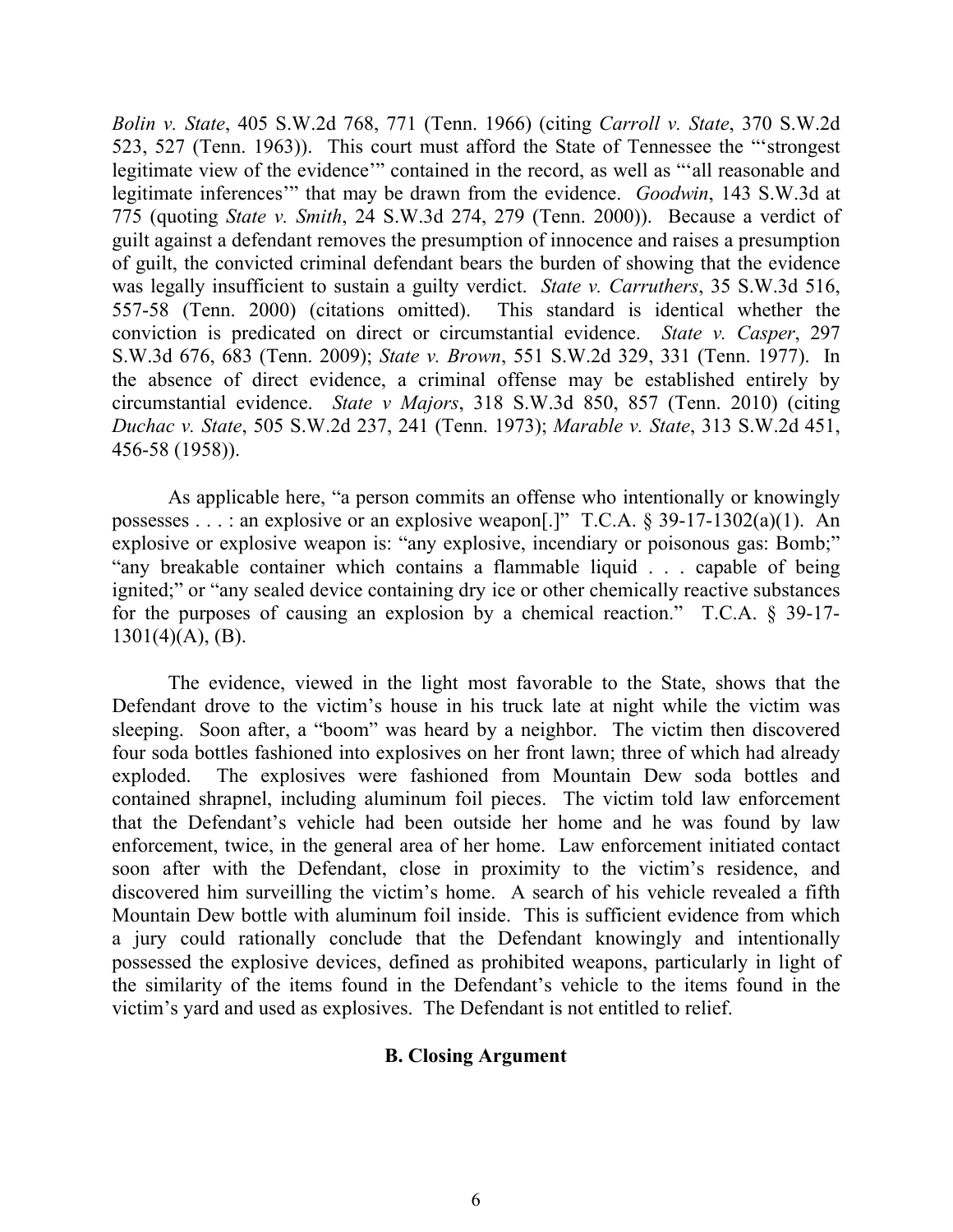*Bolin v. State*, 405 S.W.2d 768, 771 (Tenn. 1966) (citing *Carroll v. State*, 370 S.W.2d 523, 527 (Tenn. 1963)). This court must afford the State of Tennessee the "'strongest legitimate view of the evidence'" contained in the record, as well as "'all reasonable and legitimate inferences'" that may be drawn from the evidence. *Goodwin*, 143 S.W.3d at 775 (quoting *State v. Smith*, 24 S.W.3d 274, 279 (Tenn. 2000)). Because a verdict of guilt against a defendant removes the presumption of innocence and raises a presumption of guilt, the convicted criminal defendant bears the burden of showing that the evidence was legally insufficient to sustain a guilty verdict. *State v. Carruthers*, 35 S.W.3d 516, 557-58 (Tenn. 2000) (citations omitted). This standard is identical whether the conviction is predicated on direct or circumstantial evidence. *State v. Casper*, 297 S.W.3d 676, 683 (Tenn. 2009); *State v. Brown*, 551 S.W.2d 329, 331 (Tenn. 1977). In the absence of direct evidence, a criminal offense may be established entirely by circumstantial evidence. *State v Majors*, 318 S.W.3d 850, 857 (Tenn. 2010) (citing *Duchac v. State*, 505 S.W.2d 237, 241 (Tenn. 1973); *Marable v. State*, 313 S.W.2d 451, 456-58 (1958)).

As applicable here, "a person commits an offense who intentionally or knowingly possesses . . . : an explosive or an explosive weapon[.]" T.C.A. § 39-17-1302(a)(1). An explosive or explosive weapon is: "any explosive, incendiary or poisonous gas: Bomb;" "any breakable container which contains a flammable liquid . . . capable of being ignited;" or "any sealed device containing dry ice or other chemically reactive substances for the purposes of causing an explosion by a chemical reaction." T.C.A. § 39-17-1301(4)(A), (B).

The evidence, viewed in the light most favorable to the State, shows that the Defendant drove to the victim's house in his truck late at night while the victim was sleeping. Soon after, a "boom" was heard by a neighbor. The victim then discovered four soda bottles fashioned into explosives on her front lawn; three of which had already exploded. The explosives were fashioned from Mountain Dew soda bottles and contained shrapnel, including aluminum foil pieces. The victim told law enforcement that the Defendant's vehicle had been outside her home and he was found by law enforcement, twice, in the general area of her home. Law enforcement initiated contact soon after with the Defendant, close in proximity to the victim's residence, and discovered him surveilling the victim's home. A search of his vehicle revealed a fifth Mountain Dew bottle with aluminum foil inside. This is sufficient evidence from which a jury could rationally conclude that the Defendant knowingly and intentionally possessed the explosive devices, defined as prohibited weapons, particularly in light of the similarity of the items found in the Defendant's vehicle to the items found in the victim's yard and used as explosives. The Defendant is not entitled to relief.

### B. Closing Argument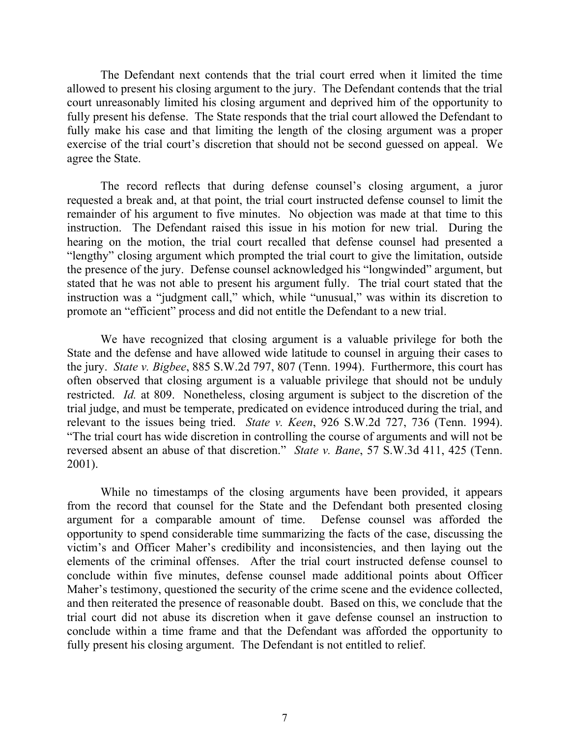The Defendant next contends that the trial court erred when it limited the time allowed to present his closing argument to the jury. The Defendant contends that the trial court unreasonably limited his closing argument and deprived him of the opportunity to fully present his defense. The State responds that the trial court allowed the Defendant to fully make his case and that limiting the length of the closing argument was a proper exercise of the trial court's discretion that should not be second guessed on appeal. We agree the State.

The record reflects that during defense counsel's closing argument, a juror requested a break and, at that point, the trial court instructed defense counsel to limit the remainder of his argument to five minutes. No objection was made at that time to this instruction. The Defendant raised this issue in his motion for new trial. During the hearing on the motion, the trial court recalled that defense counsel had presented a "lengthy" closing argument which prompted the trial court to give the limitation, outside the presence of the jury. Defense counsel acknowledged his "longwinded" argument, but stated that he was not able to present his argument fully. The trial court stated that the instruction was a "judgment call," which, while "unusual," was within its discretion to promote an "efficient" process and did not entitle the Defendant to a new trial.

We have recognized that closing argument is a valuable privilege for both the State and the defense and have allowed wide latitude to counsel in arguing their cases to the jury. *State v. Bigbee*, 885 S.W.2d 797, 807 (Tenn. 1994). Furthermore, this court has often observed that closing argument is a valuable privilege that should not be unduly restricted. *Id.* at 809. Nonetheless, closing argument is subject to the discretion of the trial judge, and must be temperate, predicated on evidence introduced during the trial, and relevant to the issues being tried. *State v. Keen*, 926 S.W.2d 727, 736 (Tenn. 1994). "The trial court has wide discretion in controlling the course of arguments and will not be reversed absent an abuse of that discretion." *State v. Bane*, 57 S.W.3d 411, 425 (Tenn. 2001).

While no timestamps of the closing arguments have been provided, it appears from the record that counsel for the State and the Defendant both presented closing argument for a comparable amount of time. Defense counsel was afforded the opportunity to spend considerable time summarizing the facts of the case, discussing the victim's and Officer Maher's credibility and inconsistencies, and then laying out the elements of the criminal offenses. After the trial court instructed defense counsel to conclude within five minutes, defense counsel made additional points about Officer Maher's testimony, questioned the security of the crime scene and the evidence collected, and then reiterated the presence of reasonable doubt. Based on this, we conclude that the trial court did not abuse its discretion when it gave defense counsel an instruction to conclude within a time frame and that the Defendant was afforded the opportunity to fully present his closing argument. The Defendant is not entitled to relief.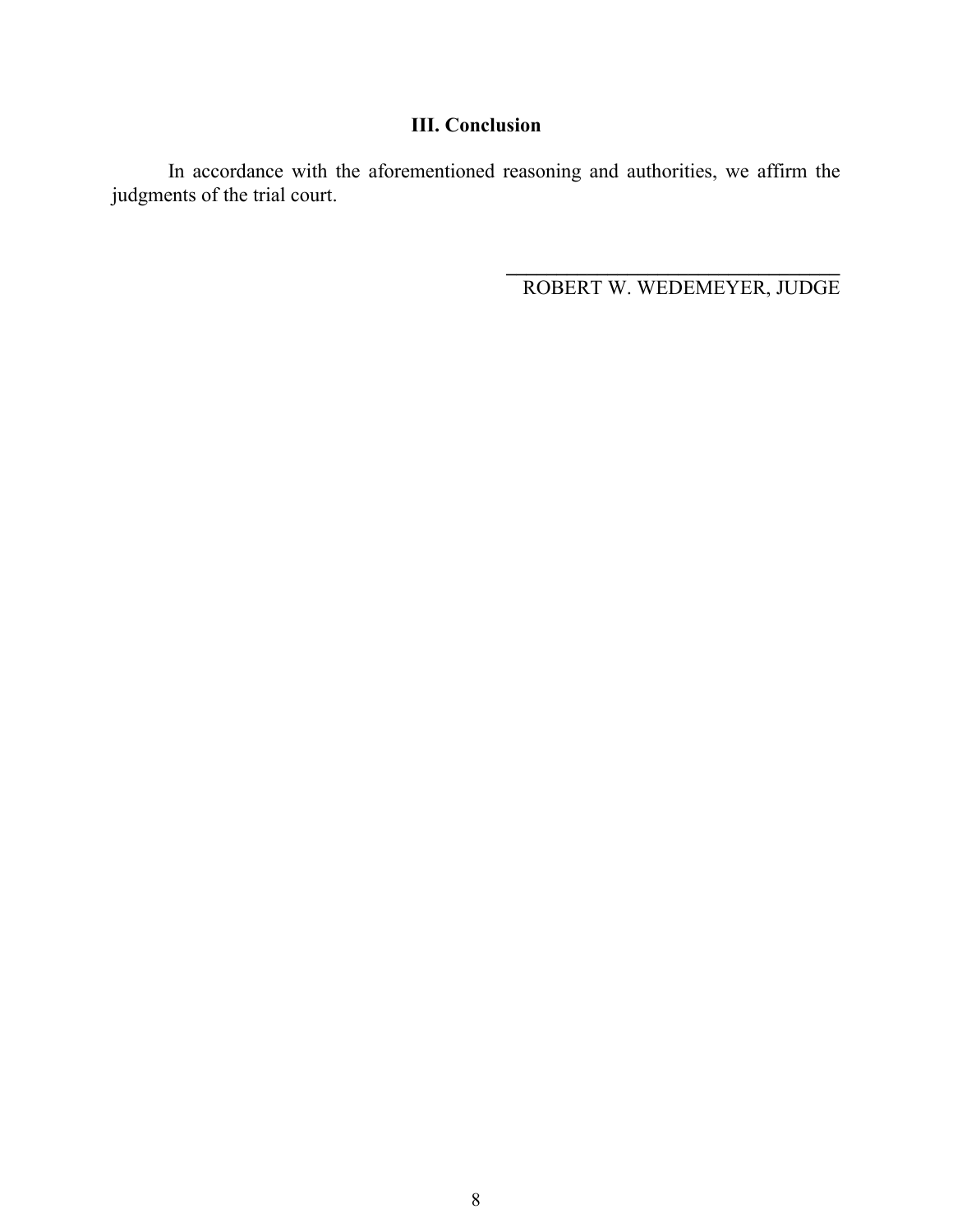## III. Conclusion

In accordance with the aforementioned reasoning and authorities, we affirm the judgments of the trial court.

\_\_\_\_\_\_\_\_\_\_\_\_\_\_\_\_\_\_\_\_\_\_\_\_\_\_\_\_\_\_\_\_\_\_

ROBERT W. WEDEMEYER, JUDGE